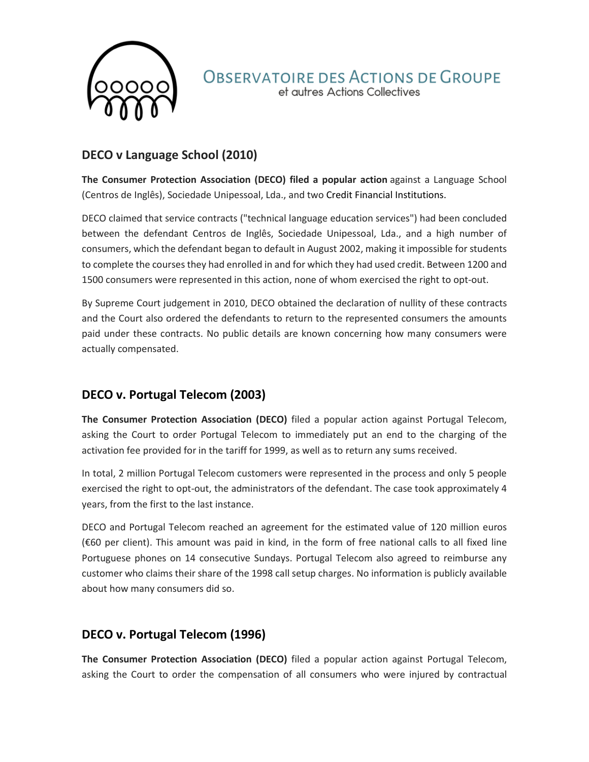# Observatoire des Actions de Groupe
et autres Actions Collectives

## DECO v Language School (2010)

**The Consumer Protection Association (DECO) filed a popular action** against a Language School (Centros de Inglês), Sociedade Unipessoal, Lda., and two Credit Financial Institutions.

DECO claimed that service contracts ("technical language education services") had been concluded between the defendant Centros de Inglês, Sociedade Unipessoal, Lda., and a high number of consumers, which the defendant began to default in August 2002, making it impossible for students to complete the courses they had enrolled in and for which they had used credit. Between 1200 and 1500 consumers were represented in this action, none of whom exercised the right to opt-out.

By Supreme Court judgement in 2010, DECO obtained the declaration of nullity of these contracts and the Court also ordered the defendants to return to the represented consumers the amounts paid under these contracts. No public details are known concerning how many consumers were actually compensated.

## DECO v. Portugal Telecom (2003)

**The Consumer Protection Association (DECO)** filed a popular action against Portugal Telecom, asking the Court to order Portugal Telecom to immediately put an end to the charging of the activation fee provided for in the tariff for 1999, as well as to return any sums received.

In total, 2 million Portugal Telecom customers were represented in the process and only 5 people exercised the right to opt-out, the administrators of the defendant. The case took approximately 4 years, from the first to the last instance.

DECO and Portugal Telecom reached an agreement for the estimated value of 120 million euros (€60 per client). This amount was paid in kind, in the form of free national calls to all fixed line Portuguese phones on 14 consecutive Sundays. Portugal Telecom also agreed to reimburse any customer who claims their share of the 1998 call setup charges. No information is publicly available about how many consumers did so.

## DECO v. Portugal Telecom (1996)

**The Consumer Protection Association (DECO)** filed a popular action against Portugal Telecom, asking the Court to order the compensation of all consumers who were injured by contractual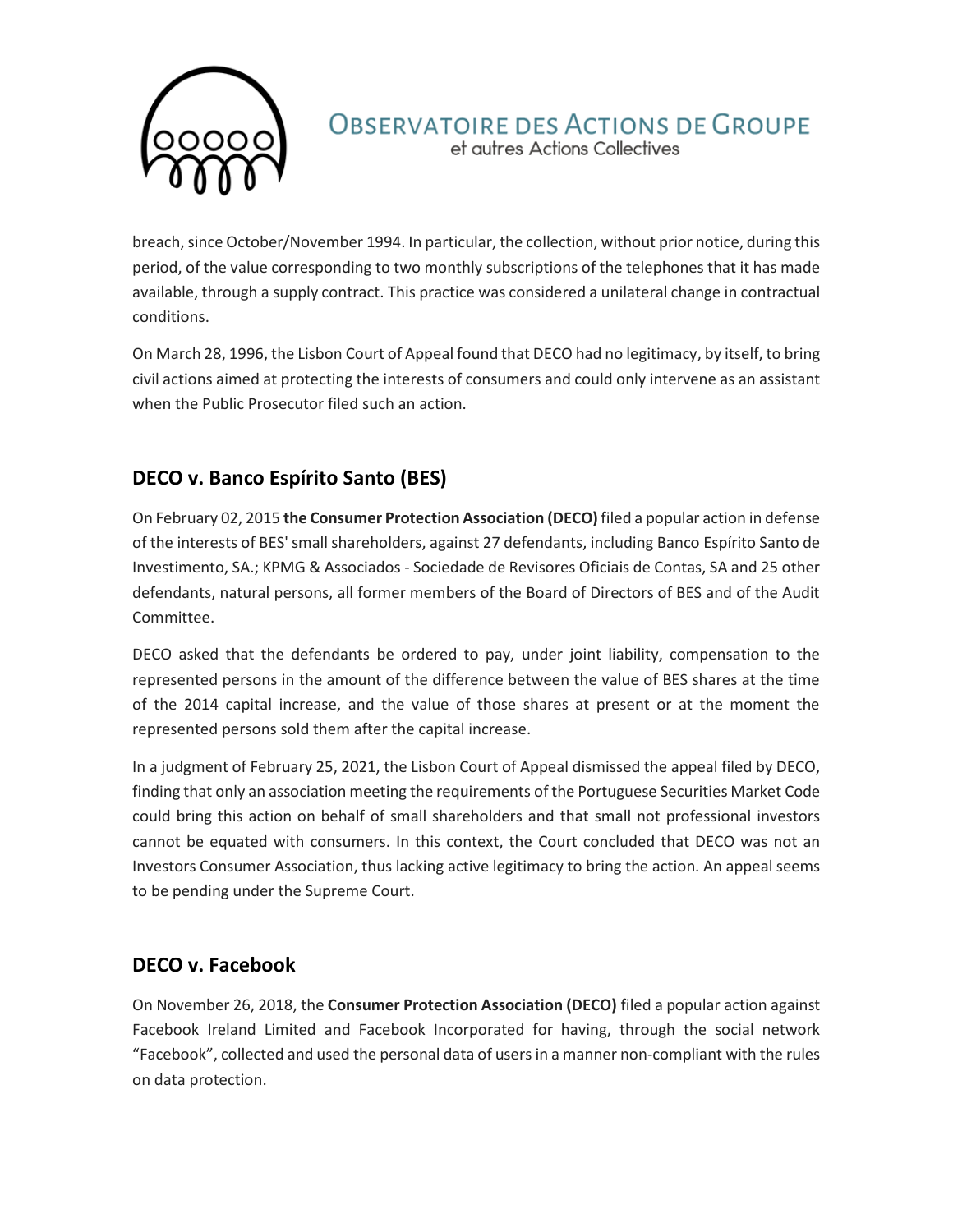breach, since October/November 1994. In particular, the collection, without prior notice, during this period, of the value corresponding to two monthly subscriptions of the telephones that it has made available, through a supply contract. This practice was considered a unilateral change in contractual conditions.

On March 28, 1996, the Lisbon Court of Appeal found that DECO had no legitimacy, by itself, to bring civil actions aimed at protecting the interests of consumers and could only intervene as an assistant when the Public Prosecutor filed such an action.

## DECO v. Banco Espírito Santo (BES)

On February 02, 2015 **the Consumer Protection Association (DECO)** filed a popular action in defense of the interests of BES' small shareholders, against 27 defendants, including Banco Espírito Santo de Investimento, SA.; KPMG & Associados - Sociedade de Revisores Oficiais de Contas, SA and 25 other defendants, natural persons, all former members of the Board of Directors of BES and of the Audit Committee.

DECO asked that the defendants be ordered to pay, under joint liability, compensation to the represented persons in the amount of the difference between the value of BES shares at the time of the 2014 capital increase, and the value of those shares at present or at the moment the represented persons sold them after the capital increase.

In a judgment of February 25, 2021, the Lisbon Court of Appeal dismissed the appeal filed by DECO, finding that only an association meeting the requirements of the Portuguese Securities Market Code could bring this action on behalf of small shareholders and that small not professional investors cannot be equated with consumers. In this context, the Court concluded that DECO was not an Investors Consumer Association, thus lacking active legitimacy to bring the action. An appeal seems to be pending under the Supreme Court.

## DECO v. Facebook

On November 26, 2018, the **Consumer Protection Association (DECO)** filed a popular action against Facebook Ireland Limited and Facebook Incorporated for having, through the social network "Facebook", collected and used the personal data of users in a manner non-compliant with the rules on data protection.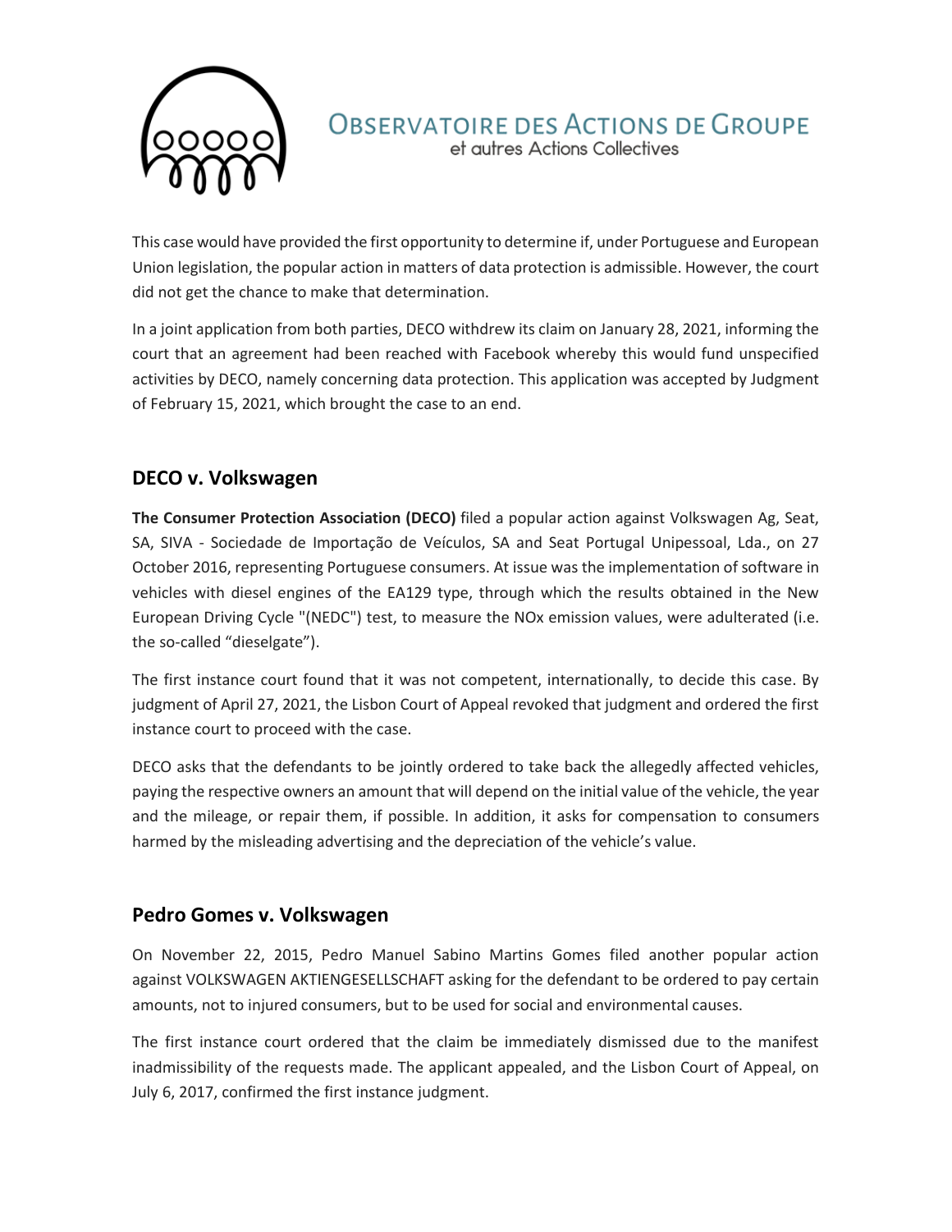This case would have provided the first opportunity to determine if, under Portuguese and European Union legislation, the popular action in matters of data protection is admissible. However, the court did not get the chance to make that determination.

In a joint application from both parties, DECO withdrew its claim on January 28, 2021, informing the court that an agreement had been reached with Facebook whereby this would fund unspecified activities by DECO, namely concerning data protection. This application was accepted by Judgment of February 15, 2021, which brought the case to an end.

## DECO v. Volkswagen

**The Consumer Protection Association (DECO)** filed a popular action against Volkswagen Ag, Seat, SA, SIVA - Sociedade de Importação de Veículos, SA and Seat Portugal Unipessoal, Lda., on 27 October 2016, representing Portuguese consumers. At issue was the implementation of software in vehicles with diesel engines of the EA129 type, through which the results obtained in the New European Driving Cycle "(NEDC") test, to measure the NOx emission values, were adulterated (i.e. the so-called "dieselgate").

The first instance court found that it was not competent, internationally, to decide this case. By judgment of April 27, 2021, the Lisbon Court of Appeal revoked that judgment and ordered the first instance court to proceed with the case.

DECO asks that the defendants to be jointly ordered to take back the allegedly affected vehicles, paying the respective owners an amount that will depend on the initial value of the vehicle, the year and the mileage, or repair them, if possible. In addition, it asks for compensation to consumers harmed by the misleading advertising and the depreciation of the vehicle's value.

## Pedro Gomes v. Volkswagen

On November 22, 2015, Pedro Manuel Sabino Martins Gomes filed another popular action against VOLKSWAGEN AKTIENGESELLSCHAFT asking for the defendant to be ordered to pay certain amounts, not to injured consumers, but to be used for social and environmental causes.

The first instance court ordered that the claim be immediately dismissed due to the manifest inadmissibility of the requests made. The applicant appealed, and the Lisbon Court of Appeal, on July 6, 2017, confirmed the first instance judgment.